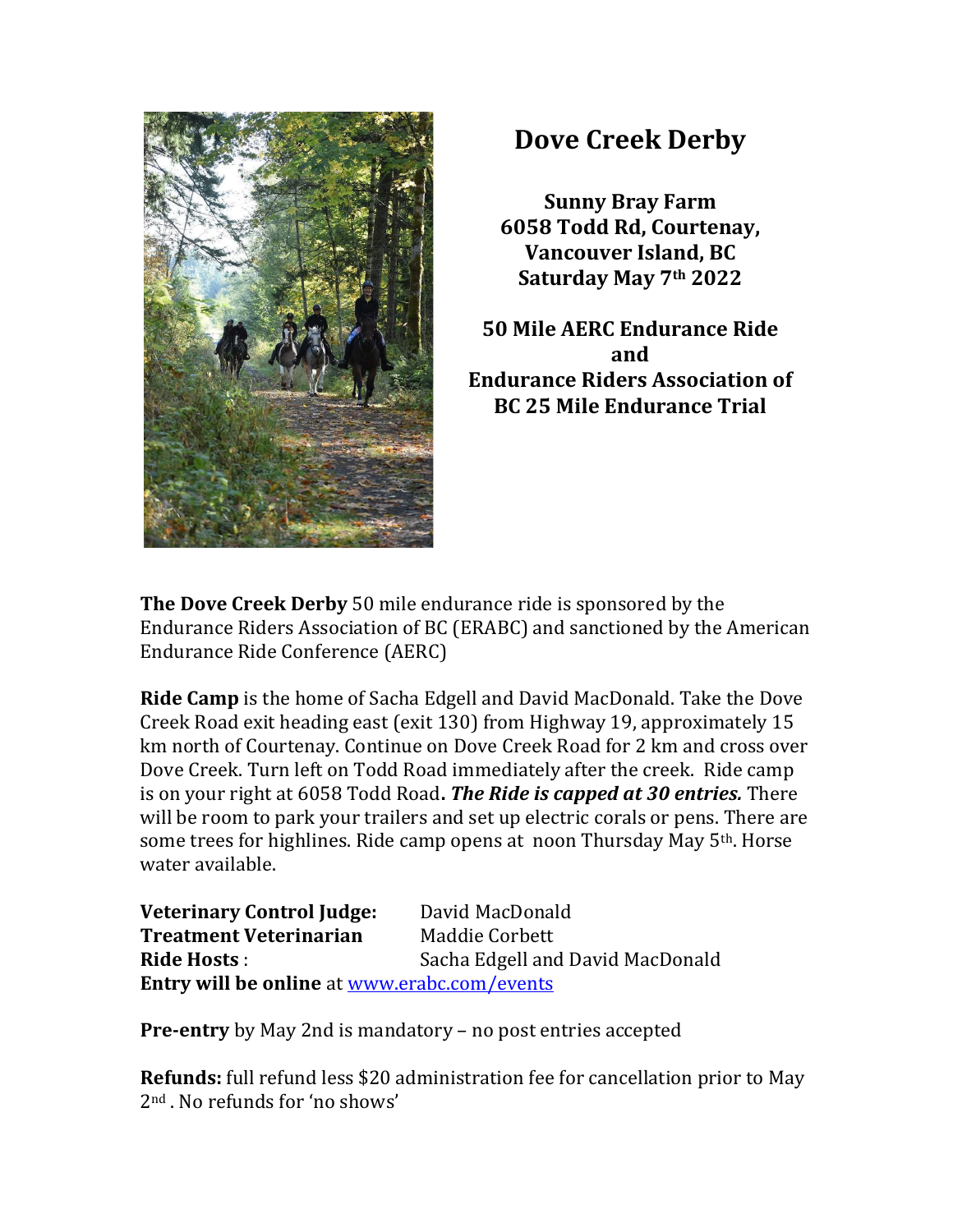# Dove Creek Derby

**Sunny Bray Farm**
**6058 Todd Rd, Courtenay,**
**Vancouver Island, BC**
**Saturday May 7th 2022**

**50 Mile AERC Endurance Ride**
**and**
**Endurance Riders Association of BC 25 Mile Endurance Trial**

**The Dove Creek Derby** 50 mile endurance ride is sponsored by the Endurance Riders Association of BC (ERABC) and sanctioned by the American Endurance Ride Conference (AERC)

**Ride Camp** is the home of Sacha Edgell and David MacDonald. Take the Dove Creek Road exit heading east (exit 130) from Highway 19, approximately 15 km north of Courtenay. Continue on Dove Creek Road for 2 km and cross over Dove Creek. Turn left on Todd Road immediately after the creek. Ride camp is on your right at 6058 Todd Road. ***The Ride is capped at 30 entries.*** There will be room to park your trailers and set up electric corals or pens. There are some trees for highlines. Ride camp opens at noon Thursday May 5th. Horse water available.

**Veterinary Control Judge:** David MacDonald
**Treatment Veterinarian** Maddie Corbett
**Ride Hosts** : Sacha Edgell and David MacDonald
**Entry will be online** at [www.erabc.com/events](www.erabc.com/events)

**Pre-entry** by May 2nd is mandatory – no post entries accepted

**Refunds:** full refund less $20 administration fee for cancellation prior to May 2nd . No refunds for 'no shows'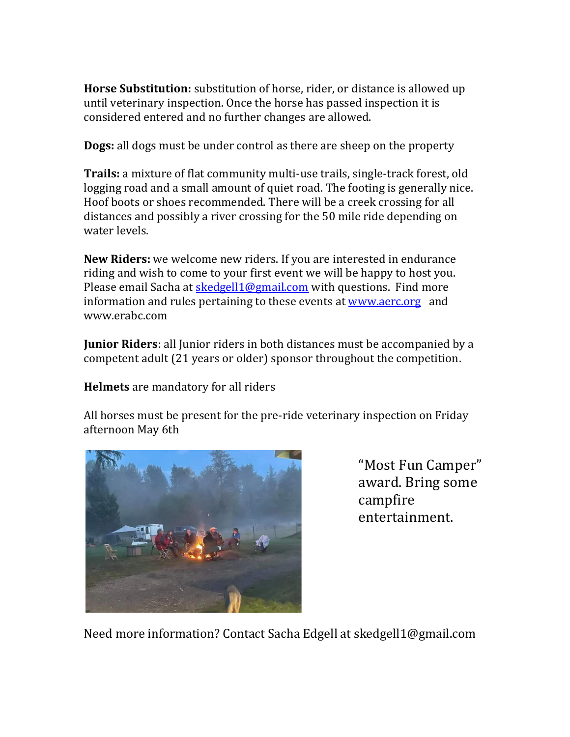**Horse Substitution:** substitution of horse, rider, or distance is allowed up until veterinary inspection. Once the horse has passed inspection it is considered entered and no further changes are allowed.

**Dogs:** all dogs must be under control as there are sheep on the property

**Trails:** a mixture of flat community multi-use trails, single-track forest, old logging road and a small amount of quiet road. The footing is generally nice. Hoof boots or shoes recommended. There will be a creek crossing for all distances and possibly a river crossing for the 50 mile ride depending on water levels.

**New Riders:** we welcome new riders. If you are interested in endurance riding and wish to come to your first event we will be happy to host you. Please email Sacha at skedgell1@gmail.com with questions. Find more information and rules pertaining to these events at www.aerc.org and www.erabc.com

**Junior Riders**: all Junior riders in both distances must be accompanied by a competent adult (21 years or older) sponsor throughout the competition.

**Helmets** are mandatory for all riders

All horses must be present for the pre-ride veterinary inspection on Friday afternoon May 6th

"Most Fun Camper" award. Bring some campfire entertainment.

Need more information? Contact Sacha Edgell at skedgell1@gmail.com